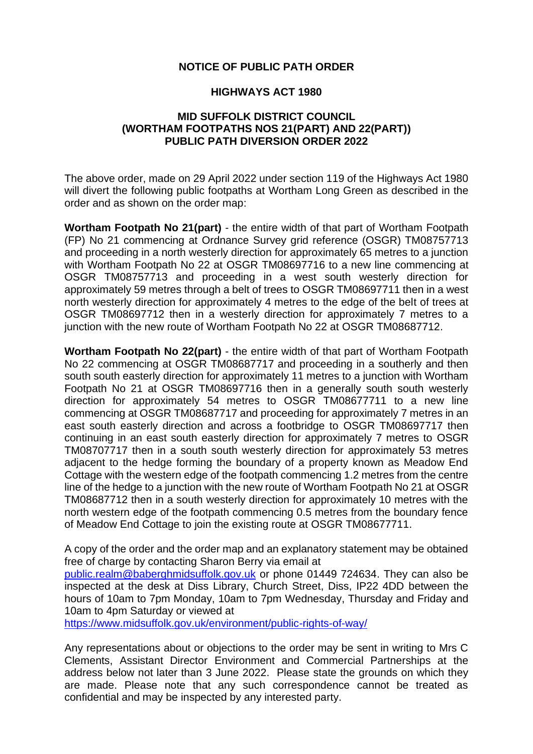**NOTICE OF PUBLIC PATH ORDER**

**HIGHWAYS ACT 1980**

**MID SUFFOLK DISTRICT COUNCIL (WORTHAM FOOTPATHS NOS 21(PART) AND 22(PART)) PUBLIC PATH DIVERSION ORDER 2022**

The above order, made on 29 April 2022 under section 119 of the Highways Act 1980 will divert the following public footpaths at Wortham Long Green as described in the order and as shown on the order map:

**Wortham Footpath No 21(part)** - the entire width of that part of Wortham Footpath (FP) No 21 commencing at Ordnance Survey grid reference (OSGR) TM08757713 and proceeding in a north westerly direction for approximately 65 metres to a junction with Wortham Footpath No 22 at OSGR TM08697716 to a new line commencing at OSGR TM08757713 and proceeding in a west south westerly direction for approximately 59 metres through a belt of trees to OSGR TM08697711 then in a west north westerly direction for approximately 4 metres to the edge of the belt of trees at OSGR TM08697712 then in a westerly direction for approximately 7 metres to a junction with the new route of Wortham Footpath No 22 at OSGR TM08687712.

**Wortham Footpath No 22(part)** - the entire width of that part of Wortham Footpath No 22 commencing at OSGR TM08687717 and proceeding in a southerly and then south south easterly direction for approximately 11 metres to a junction with Wortham Footpath No 21 at OSGR TM08697716 then in a generally south south westerly direction for approximately 54 metres to OSGR TM08677711 to a new line commencing at OSGR TM08687717 and proceeding for approximately 7 metres in an east south easterly direction and across a footbridge to OSGR TM08697717 then continuing in an east south easterly direction for approximately 7 metres to OSGR TM08707717 then in a south south westerly direction for approximately 53 metres adjacent to the hedge forming the boundary of a property known as Meadow End Cottage with the western edge of the footpath commencing 1.2 metres from the centre line of the hedge to a junction with the new route of Wortham Footpath No 21 at OSGR TM08687712 then in a south westerly direction for approximately 10 metres with the north western edge of the footpath commencing 0.5 metres from the boundary fence of Meadow End Cottage to join the existing route at OSGR TM08677711.

A copy of the order and the order map and an explanatory statement may be obtained free of charge by contacting Sharon Berry via email at public.realm@baberghmidsuffolk.gov.uk or phone 01449 724634. They can also be inspected at the desk at Diss Library, Church Street, Diss, IP22 4DD between the hours of 10am to 7pm Monday, 10am to 7pm Wednesday, Thursday and Friday and 10am to 4pm Saturday or viewed at https://www.midsuffolk.gov.uk/environment/public-rights-of-way/

Any representations about or objections to the order may be sent in writing to Mrs C Clements, Assistant Director Environment and Commercial Partnerships at the address below not later than 3 June 2022. Please state the grounds on which they are made. Please note that any such correspondence cannot be treated as confidential and may be inspected by any interested party.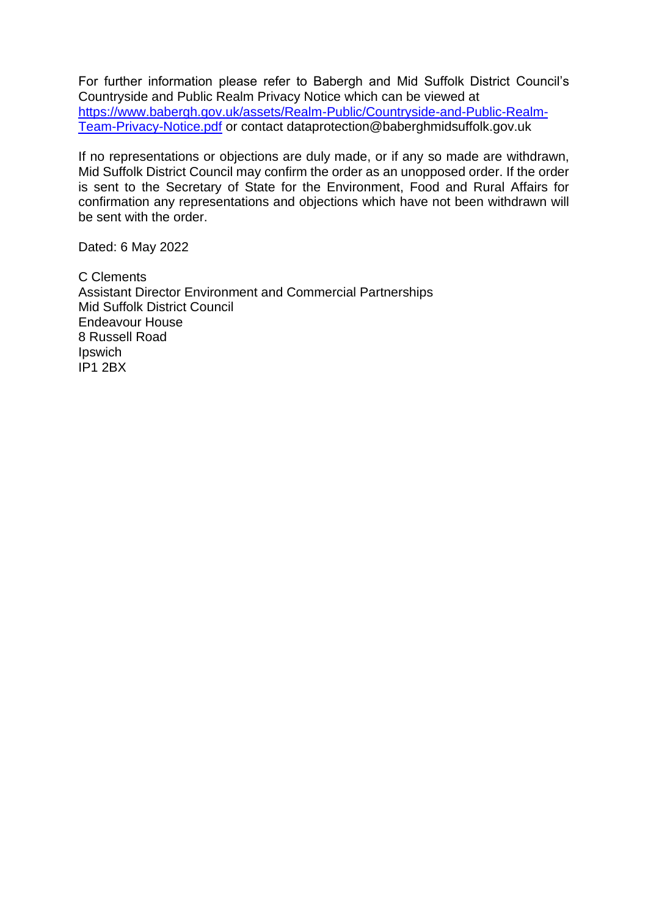For further information please refer to Babergh and Mid Suffolk District Council's Countryside and Public Realm Privacy Notice which can be viewed at [https://www.babergh.gov.uk/assets/Realm-Public/Countryside-and-Public-Realm-Team-Privacy-Notice.pdf](https://www.babergh.gov.uk/assets/Realm-Public/Countryside-and-Public-Realm-Team-Privacy-Notice.pdf) or contact dataprotection@baberghmidsuffolk.gov.uk

If no representations or objections are duly made, or if any so made are withdrawn, Mid Suffolk District Council may confirm the order as an unopposed order. If the order is sent to the Secretary of State for the Environment, Food and Rural Affairs for confirmation any representations and objections which have not been withdrawn will be sent with the order.

Dated: 6 May 2022

C Clements
Assistant Director Environment and Commercial Partnerships
Mid Suffolk District Council
Endeavour House
8 Russell Road
Ipswich
IP1 2BX